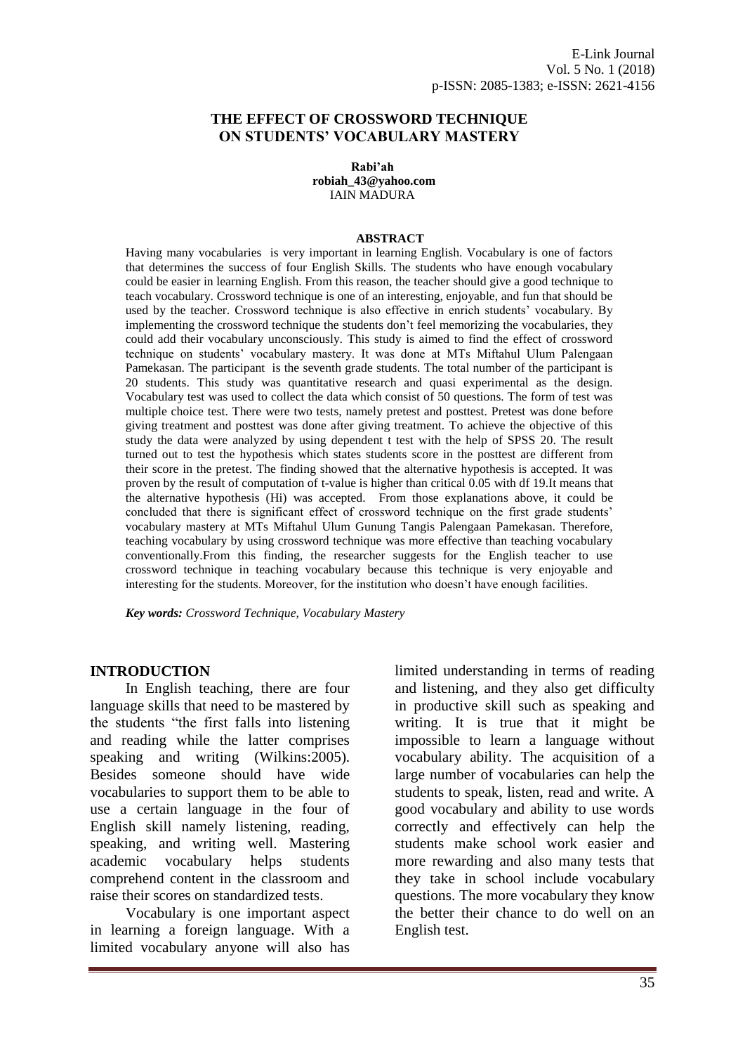# THE EFFECT OF CROSSWORD TECHNIQUE ON STUDENTS' VOCABULARY MASTERY

**Rabi'ah**
**robiah_43@yahoo.com**
IAIN MADURA

## ABSTRACT

Having many vocabularies is very important in learning English. Vocabulary is one of factors that determines the success of four English Skills. The students who have enough vocabulary could be easier in learning English. From this reason, the teacher should give a good technique to teach vocabulary. Crossword technique is one of an interesting, enjoyable, and fun that should be used by the teacher. Crossword technique is also effective in enrich students' vocabulary. By implementing the crossword technique the students don't feel memorizing the vocabularies, they could add their vocabulary unconsciously. This study is aimed to find the effect of crossword technique on students' vocabulary mastery. It was done at MTs Miftahul Ulum Palengaan Pamekasan. The participant is the seventh grade students. The total number of the participant is 20 students. This study was quantitative research and quasi experimental as the design. Vocabulary test was used to collect the data which consist of 50 questions. The form of test was multiple choice test. There were two tests, namely pretest and posttest. Pretest was done before giving treatment and posttest was done after giving treatment. To achieve the objective of this study the data were analyzed by using dependent t test with the help of SPSS 20. The result turned out to test the hypothesis which states students score in the posttest are different from their score in the pretest. The finding showed that the alternative hypothesis is accepted. It was proven by the result of computation of t-value is higher than critical 0.05 with df 19.It means that the alternative hypothesis (Hi) was accepted. From those explanations above, it could be concluded that there is significant effect of crossword technique on the first grade students' vocabulary mastery at MTs Miftahul Ulum Gunung Tangis Palengaan Pamekasan. Therefore, teaching vocabulary by using crossword technique was more effective than teaching vocabulary conventionally.From this finding, the researcher suggests for the English teacher to use crossword technique in teaching vocabulary because this technique is very enjoyable and interesting for the students. Moreover, for the institution who doesn't have enough facilities.

***Key words:** Crossword Technique, Vocabulary Mastery*

## INTRODUCTION

In English teaching, there are four language skills that need to be mastered by the students "the first falls into listening and reading while the latter comprises speaking and writing (Wilkins:2005). Besides someone should have wide vocabularies to support them to be able to use a certain language in the four of English skill namely listening, reading, speaking, and writing well. Mastering academic vocabulary helps students comprehend content in the classroom and raise their scores on standardized tests.

Vocabulary is one important aspect in learning a foreign language. With a limited vocabulary anyone will also has limited understanding in terms of reading and listening, and they also get difficulty in productive skill such as speaking and writing. It is true that it might be impossible to learn a language without vocabulary ability. The acquisition of a large number of vocabularies can help the students to speak, listen, read and write. A good vocabulary and ability to use words correctly and effectively can help the students make school work easier and more rewarding and also many tests that they take in school include vocabulary questions. The more vocabulary they know the better their chance to do well on an English test.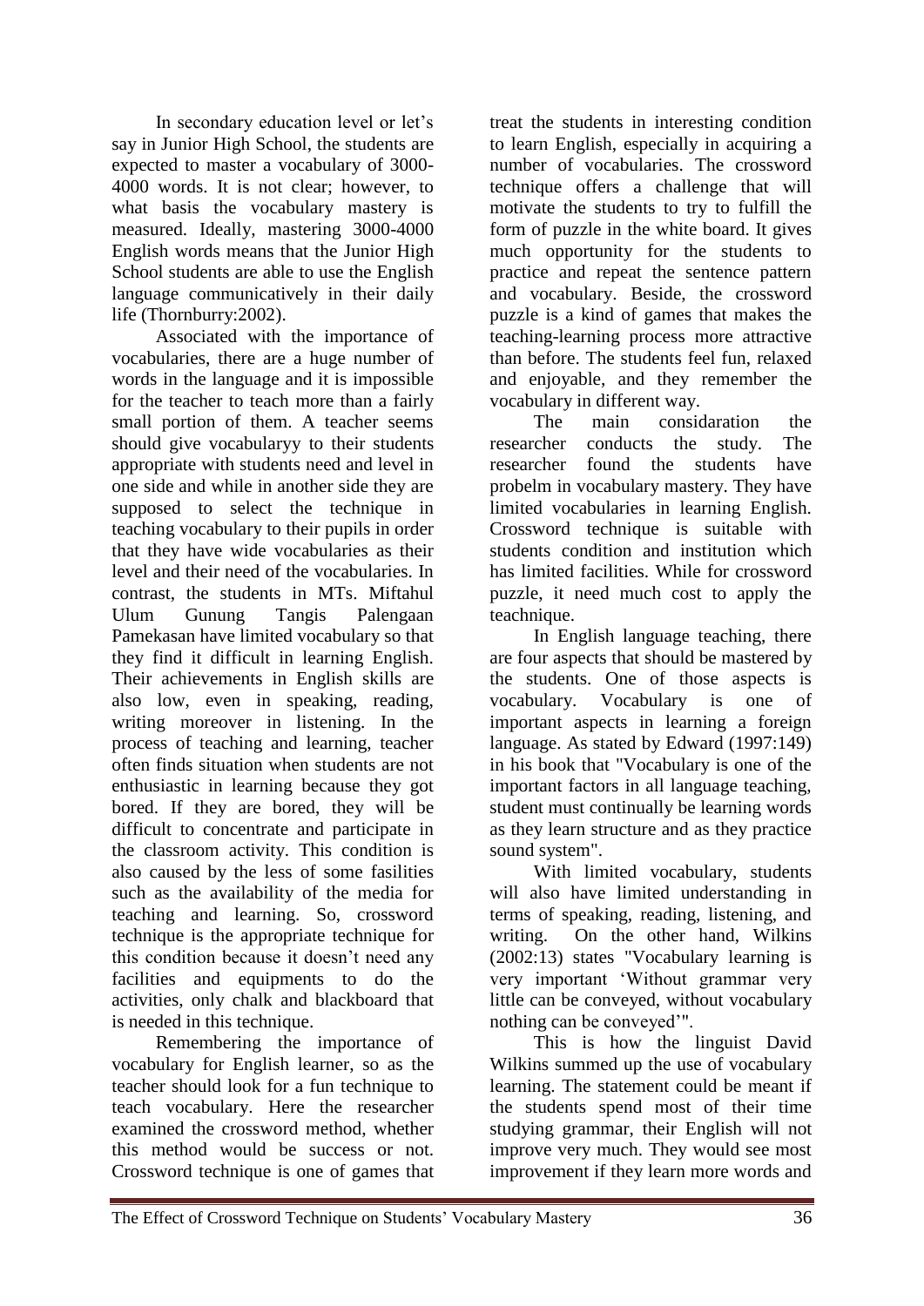In secondary education level or let's say in Junior High School, the students are expected to master a vocabulary of 3000-4000 words. It is not clear; however, to what basis the vocabulary mastery is measured. Ideally, mastering 3000-4000 English words means that the Junior High School students are able to use the English language communicatively in their daily life (Thornburry:2002).

Associated with the importance of vocabularies, there are a huge number of words in the language and it is impossible for the teacher to teach more than a fairly small portion of them. A teacher seems should give vocabularyy to their students appropriate with students need and level in one side and while in another side they are supposed to select the technique in teaching vocabulary to their pupils in order that they have wide vocabularies as their level and their need of the vocabularies. In contrast, the students in MTs. Miftahul Ulum Gunung Tangis Palengaan Pamekasan have limited vocabulary so that they find it difficult in learning English. Their achievements in English skills are also low, even in speaking, reading, writing moreover in listening. In the process of teaching and learning, teacher often finds situation when students are not enthusiastic in learning because they got bored. If they are bored, they will be difficult to concentrate and participate in the classroom activity. This condition is also caused by the less of some fasilities such as the availability of the media for teaching and learning. So, crossword technique is the appropriate technique for this condition because it doesn't need any facilities and equipments to do the activities, only chalk and blackboard that is needed in this technique.

Remembering the importance of vocabulary for English learner, so as the teacher should look for a fun technique to teach vocabulary. Here the researcher examined the crossword method, whether this method would be success or not. Crossword technique is one of games that treat the students in interesting condition to learn English, especially in acquiring a number of vocabularies. The crossword technique offers a challenge that will motivate the students to try to fulfill the form of puzzle in the white board. It gives much opportunity for the students to practice and repeat the sentence pattern and vocabulary. Beside, the crossword puzzle is a kind of games that makes the teaching-learning process more attractive than before. The students feel fun, relaxed and enjoyable, and they remember the vocabulary in different way.

The main considaration the researcher conducts the study. The researcher found the students have probelm in vocabulary mastery. They have limited vocabularies in learning English. Crossword technique is suitable with students condition and institution which has limited facilities. While for crossword puzzle, it need much cost to apply the teachnique.

In English language teaching, there are four aspects that should be mastered by the students. One of those aspects is vocabulary. Vocabulary is one of important aspects in learning a foreign language. As stated by Edward (1997:149) in his book that "Vocabulary is one of the important factors in all language teaching, student must continually be learning words as they learn structure and as they practice sound system".

With limited vocabulary, students will also have limited understanding in terms of speaking, reading, listening, and writing. On the other hand, Wilkins (2002:13) states "Vocabulary learning is very important 'Without grammar very little can be conveyed, without vocabulary nothing can be conveyed'".

This is how the linguist David Wilkins summed up the use of vocabulary learning. The statement could be meant if the students spend most of their time studying grammar, their English will not improve very much. They would see most improvement if they learn more words and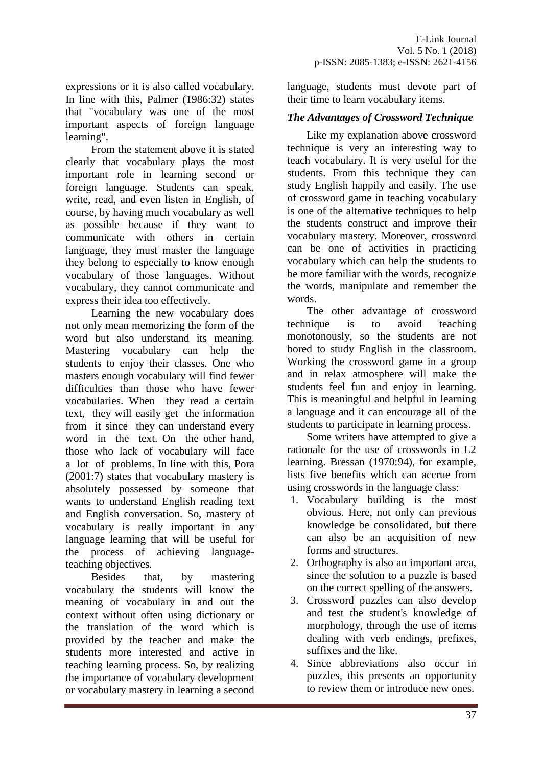expressions or it is also called vocabulary. In line with this, Palmer (1986:32) states that "vocabulary was one of the most important aspects of foreign language learning".

From the statement above it is stated clearly that vocabulary plays the most important role in learning second or foreign language. Students can speak, write, read, and even listen in English, of course, by having much vocabulary as well as possible because if they want to communicate with others in certain language, they must master the language they belong to especially to know enough vocabulary of those languages. Without vocabulary, they cannot communicate and express their idea too effectively.

Learning the new vocabulary does not only mean memorizing the form of the word but also understand its meaning. Mastering vocabulary can help the students to enjoy their classes. One who masters enough vocabulary will find fewer difficulties than those who have fewer vocabularies. When they read a certain text, they will easily get the information from it since they can understand every word in the text. On the other hand, those who lack of vocabulary will face a lot of problems. In line with this, Pora (2001:7) states that vocabulary mastery is absolutely possessed by someone that wants to understand English reading text and English conversation. So, mastery of vocabulary is really important in any language learning that will be useful for the process of achieving language-teaching objectives.

Besides that, by mastering vocabulary the students will know the meaning of vocabulary in and out the context without often using dictionary or the translation of the word which is provided by the teacher and make the students more interested and active in teaching learning process. So, by realizing the importance of vocabulary development or vocabulary mastery in learning a second language, students must devote part of their time to learn vocabulary items.

### *The Advantages of Crossword Technique*

Like my explanation above crossword technique is very an interesting way to teach vocabulary. It is very useful for the students. From this technique they can study English happily and easily. The use of crossword game in teaching vocabulary is one of the alternative techniques to help the students construct and improve their vocabulary mastery. Moreover, crossword can be one of activities in practicing vocabulary which can help the students to be more familiar with the words, recognize the words, manipulate and remember the words.

The other advantage of crossword technique is to avoid teaching monotonously, so the students are not bored to study English in the classroom. Working the crossword game in a group and in relax atmosphere will make the students feel fun and enjoy in learning. This is meaningful and helpful in learning a language and it can encourage all of the students to participate in learning process.

Some writers have attempted to give a rationale for the use of crosswords in L2 learning. Bressan (1970:94), for example, lists five benefits which can accrue from using crosswords in the language class:

1. Vocabulary building is the most obvious. Here, not only can previous knowledge be consolidated, but there can also be an acquisition of new forms and structures.
2. Orthography is also an important area, since the solution to a puzzle is based on the correct spelling of the answers.
3. Crossword puzzles can also develop and test the student's knowledge of morphology, through the use of items dealing with verb endings, prefixes, suffixes and the like.
4. Since abbreviations also occur in puzzles, this presents an opportunity to review them or introduce new ones.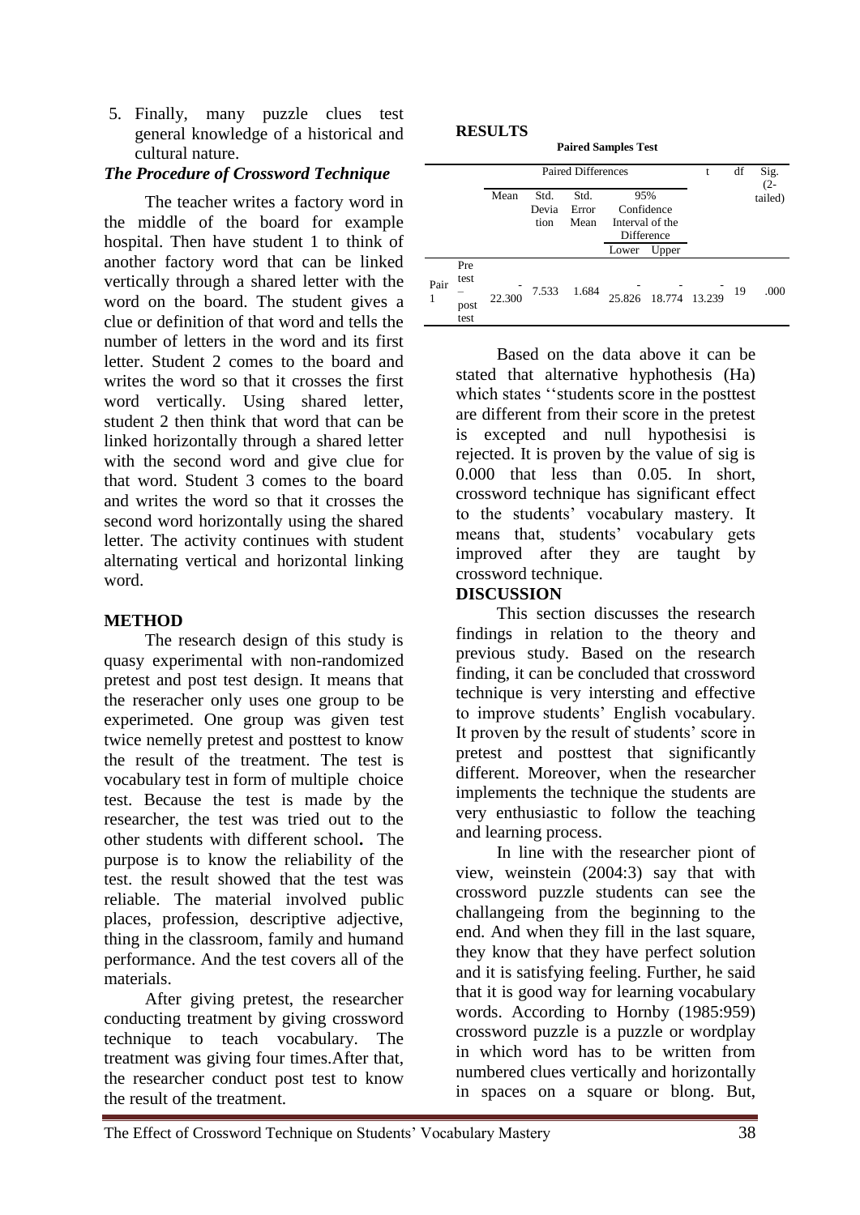5. Finally, many puzzle clues test general knowledge of a historical and cultural nature.

### *The Procedure of Crossword Technique*

The teacher writes a factory word in the middle of the board for example hospital. Then have student 1 to think of another factory word that can be linked vertically through a shared letter with the word on the board. The student gives a clue or definition of that word and tells the number of letters in the word and its first letter. Student 2 comes to the board and writes the word so that it crosses the first word vertically. Using shared letter, student 2 then think that word that can be linked horizontally through a shared letter with the second word and give clue for that word. Student 3 comes to the board and writes the word so that it crosses the second word horizontally using the shared letter. The activity continues with student alternating vertical and horizontal linking word.

## METHOD

The research design of this study is quasy experimental with non-randomized pretest and post test design. It means that the reseracher only uses one group to be experimeted. One group was given test twice nemelly pretest and posttest to know the result of the treatment. The test is vocabulary test in form of multiple choice test. Because the test is made by the researcher, the test was tried out to the other students with different school**.** The purpose is to know the reliability of the test. the result showed that the test was reliable. The material involved public places, profession, descriptive adjective, thing in the classroom, family and humand performance. And the test covers all of the materials.

After giving pretest, the researcher conducting treatment by giving crossword technique to teach vocabulary. The treatment was giving four times.After that, the researcher conduct post test to know the result of the treatment.

## RESULTS

**Paired Samples Test**

| | | Paired Differences | | | | | t | df | Sig. (2-tailed) |
|---|---|---|---|---|---|---|---|---|---|
| | | Mean | Std. Deviation | Std. Error Mean | 95% Confidence Interval of the Difference | | | | |
| | | | | | Lower | Upper | | | |
| Pair 1 | Pre test – post test | -22.300 | 7.533 | 1.684 | -25.826 | -18.774 | -13.239 | 19 | .000 |

Based on the data above it can be stated that alternative hyphothesis (Ha) which states ''students score in the posttest are different from their score in the pretest is excepted and null hypothesisi is rejected. It is proven by the value of sig is 0.000 that less than 0.05. In short, crossword technique has significant effect to the students' vocabulary mastery. It means that, students' vocabulary gets improved after they are taught by crossword technique.

## DISCUSSION

This section discusses the research findings in relation to the theory and previous study. Based on the research finding, it can be concluded that crossword technique is very intersting and effective to improve students' English vocabulary. It proven by the result of students' score in pretest and posttest that significantly different. Moreover, when the researcher implements the technique the students are very enthusiastic to follow the teaching and learning process.

In line with the researcher piont of view, weinstein (2004:3) say that with crossword puzzle students can see the challangeing from the beginning to the end. And when they fill in the last square, they know that they have perfect solution and it is satisfying feeling. Further, he said that it is good way for learning vocabulary words. According to Hornby (1985:959) crossword puzzle is a puzzle or wordplay in which word has to be written from numbered clues vertically and horizontally in spaces on a square or blong. But,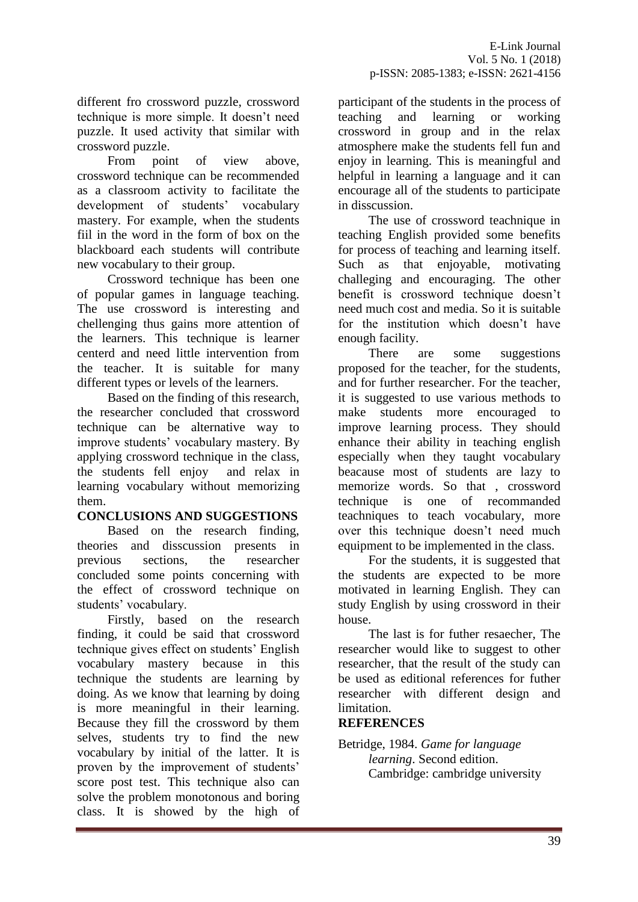different fro crossword puzzle, crossword technique is more simple. It doesn't need puzzle. It used activity that similar with crossword puzzle.

From point of view above, crossword technique can be recommended as a classroom activity to facilitate the development of students' vocabulary mastery. For example, when the students fiil in the word in the form of box on the blackboard each students will contribute new vocabulary to their group.

Crossword technique has been one of popular games in language teaching. The use crossword is interesting and chellenging thus gains more attention of the learners. This technique is learner centerd and need little intervention from the teacher. It is suitable for many different types or levels of the learners.

Based on the finding of this research, the researcher concluded that crossword technique can be alternative way to improve students' vocabulary mastery. By applying crossword technique in the class, the students fell enjoy and relax in learning vocabulary without memorizing them.

## CONCLUSIONS AND SUGGESTIONS

Based on the research finding, theories and disscussion presents in previous sections, the researcher concluded some points concerning with the effect of crossword technique on students' vocabulary.

Firstly, based on the research finding, it could be said that crossword technique gives effect on students' English vocabulary mastery because in this technique the students are learning by doing. As we know that learning by doing is more meaningful in their learning. Because they fill the crossword by them selves, students try to find the new vocabulary by initial of the latter. It is proven by the improvement of students' score post test. This technique also can solve the problem monotonous and boring class. It is showed by the high of participant of the students in the process of teaching and learning or working crossword in group and in the relax atmosphere make the students fell fun and enjoy in learning. This is meaningful and helpful in learning a language and it can encourage all of the students to participate in disscussion.

The use of crossword teachnique in teaching English provided some benefits for process of teaching and learning itself. Such as that enjoyable, motivating challeging and encouraging. The other benefit is crossword technique doesn't need much cost and media. So it is suitable for the institution which doesn't have enough facility.

There are some suggestions proposed for the teacher, for the students, and for further researcher. For the teacher, it is suggested to use various methods to make students more encouraged to improve learning process. They should enhance their ability in teaching english especially when they taught vocabulary beacause most of students are lazy to memorize words. So that , crossword technique is one of recommanded teachniques to teach vocabulary, more over this technique doesn't need much equipment to be implemented in the class.

For the students, it is suggested that the students are expected to be more motivated in learning English. They can study English by using crossword in their house.

The last is for futher resaecher, The researcher would like to suggest to other researcher, that the result of the study can be used as editional references for futher researcher with different design and limitation.

## REFERENCES

Betridge, 1984. *Game for language learning*. Second edition. Cambridge: cambridge university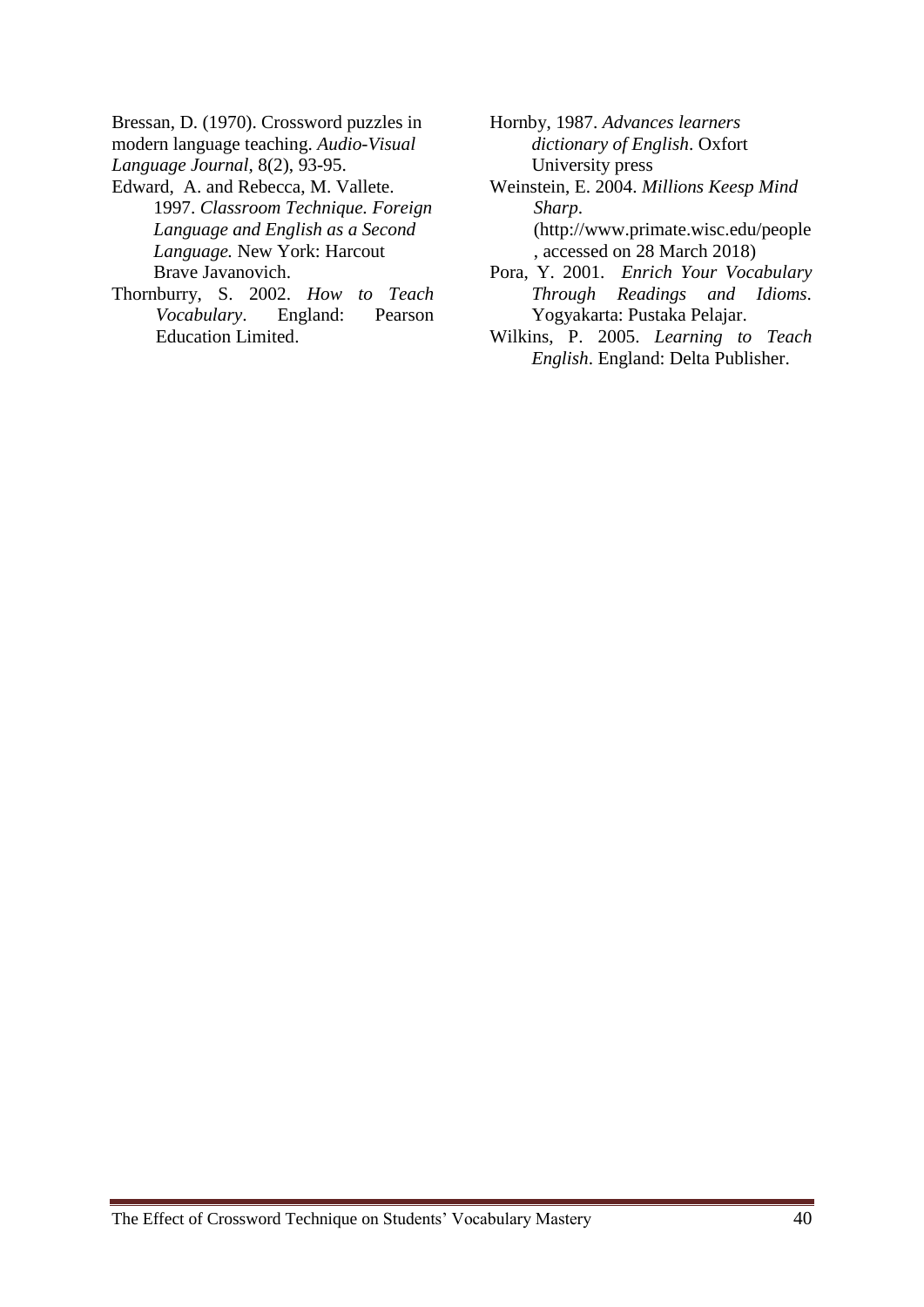Bressan, D. (1970). Crossword puzzles in modern language teaching. *Audio-Visual Language Journal*, 8(2), 93-95.

Edward, A. and Rebecca, M. Vallete. 1997. *Classroom Technique. Foreign Language and English as a Second Language.* New York: Harcout Brave Javanovich.

Thornburry, S. 2002. *How to Teach Vocabulary*. England: Pearson Education Limited.

Hornby, 1987. *Advances learners dictionary of English*. Oxfort University press

Weinstein, E. 2004. *Millions Keesp Mind Sharp*. (http://www.primate.wisc.edu/people , accessed on 28 March 2018)

Pora, Y. 2001. *Enrich Your Vocabulary Through Readings and Idioms*. Yogyakarta: Pustaka Pelajar.

Wilkins, P. 2005. *Learning to Teach English*. England: Delta Publisher.